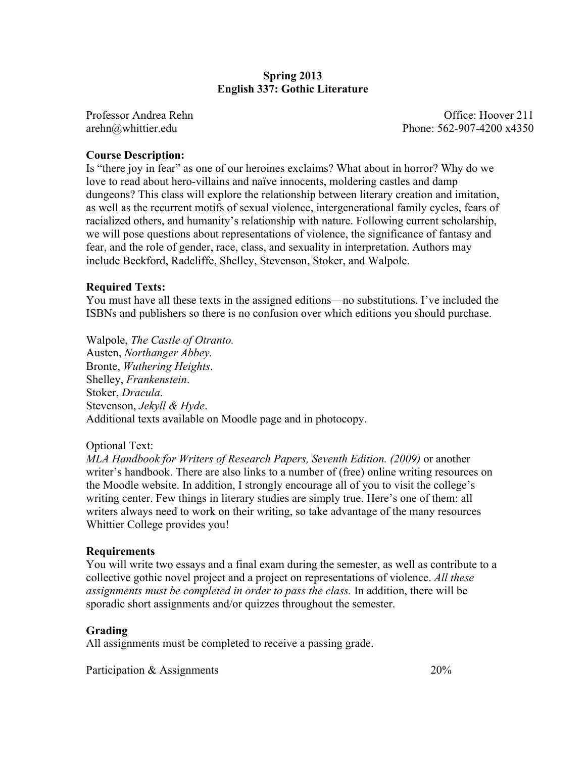# Spring 2013
# English 337: Gothic Literature

Professor Andrea Rehn
arehn@whittier.edu

Office: Hoover 211
Phone: 562-907-4200 x4350

**Course Description:**
Is "there joy in fear" as one of our heroines exclaims? What about in horror? Why do we love to read about hero-villains and naïve innocents, moldering castles and damp dungeons? This class will explore the relationship between literary creation and imitation, as well as the recurrent motifs of sexual violence, intergenerational family cycles, fears of racialized others, and humanity's relationship with nature. Following current scholarship, we will pose questions about representations of violence, the significance of fantasy and fear, and the role of gender, race, class, and sexuality in interpretation. Authors may include Beckford, Radcliffe, Shelley, Stevenson, Stoker, and Walpole.

**Required Texts:**
You must have all these texts in the assigned editions—no substitutions. I've included the ISBNs and publishers so there is no confusion over which editions you should purchase.

Walpole, *The Castle of Otranto.*
Austen, *Northanger Abbey.*
Bronte, *Wuthering Heights*.
Shelley, *Frankenstein*.
Stoker, *Dracula*.
Stevenson, *Jekyll & Hyde*.
Additional texts available on Moodle page and in photocopy.

Optional Text:
*MLA Handbook for Writers of Research Papers, Seventh Edition. (2009)* or another writer's handbook. There are also links to a number of (free) online writing resources on the Moodle website. In addition, I strongly encourage all of you to visit the college's writing center. Few things in literary studies are simply true. Here's one of them: all writers always need to work on their writing, so take advantage of the many resources Whittier College provides you!

**Requirements**
You will write two essays and a final exam during the semester, as well as contribute to a collective gothic novel project and a project on representations of violence. *All these assignments must be completed in order to pass the class.* In addition, there will be sporadic short assignments and/or quizzes throughout the semester.

**Grading**
All assignments must be completed to receive a passing grade.

| | |
|---|---|
| Participation & Assignments | 20% |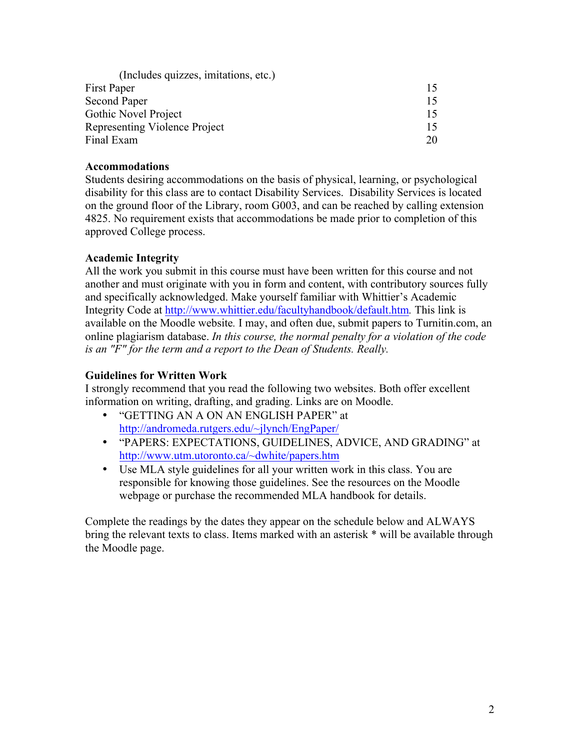| | |
|---|---|
| (Includes quizzes, imitations, etc.) | |
| First Paper | 15 |
| Second Paper | 15 |
| Gothic Novel Project | 15 |
| Representing Violence Project | 15 |
| Final Exam | 20 |

**Accommodations**

Students desiring accommodations on the basis of physical, learning, or psychological disability for this class are to contact Disability Services. Disability Services is located on the ground floor of the Library, room G003, and can be reached by calling extension 4825. No requirement exists that accommodations be made prior to completion of this approved College process.

**Academic Integrity**

All the work you submit in this course must have been written for this course and not another and must originate with you in form and content, with contributory sources fully and specifically acknowledged. Make yourself familiar with Whittier's Academic Integrity Code at http://www.whittier.edu/facultyhandbook/default.htm. This link is available on the Moodle website. I may, and often due, submit papers to Turnitin.com, an online plagiarism database. *In this course, the normal penalty for a violation of the code is an "F" for the term and a report to the Dean of Students. Really.*

**Guidelines for Written Work**

I strongly recommend that you read the following two websites. Both offer excellent information on writing, drafting, and grading. Links are on Moodle.

- "GETTING AN A ON AN ENGLISH PAPER" at http://andromeda.rutgers.edu/~jlynch/EngPaper/
- "PAPERS: EXPECTATIONS, GUIDELINES, ADVICE, AND GRADING" at http://www.utm.utoronto.ca/~dwhite/papers.htm
- Use MLA style guidelines for all your written work in this class. You are responsible for knowing those guidelines. See the resources on the Moodle webpage or purchase the recommended MLA handbook for details.

Complete the readings by the dates they appear on the schedule below and ALWAYS bring the relevant texts to class. Items marked with an asterisk * will be available through the Moodle page.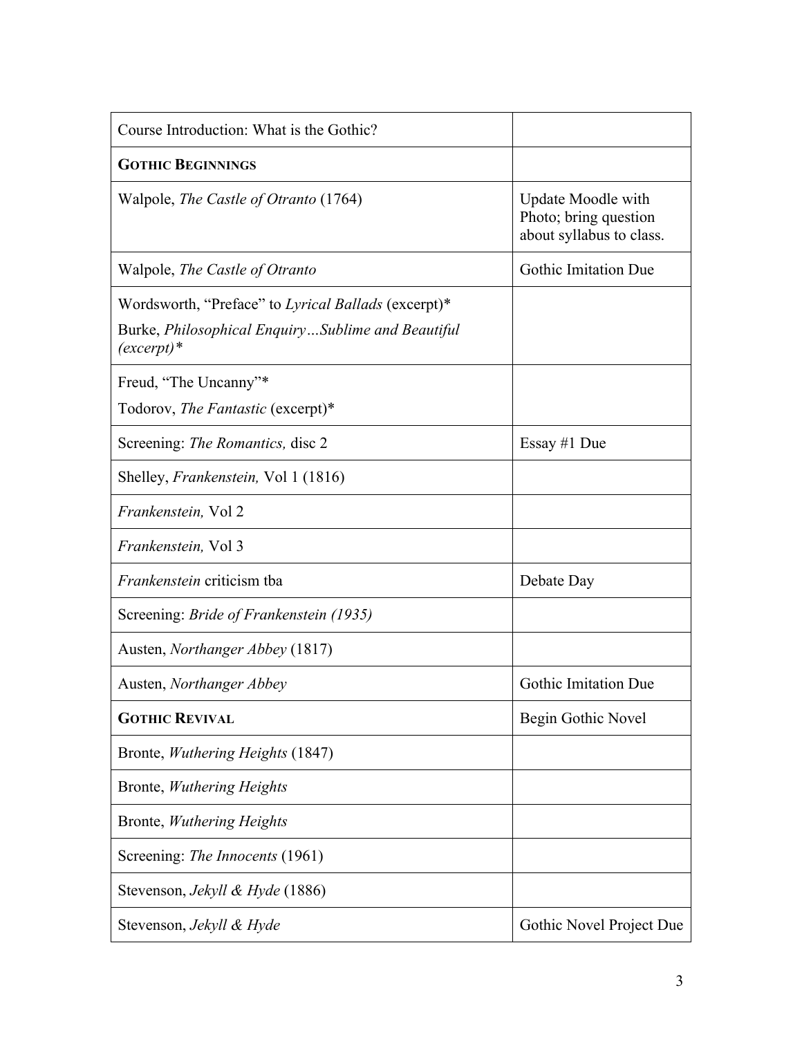| Course Introduction: What is the Gothic? | |
|---|---|
| **GOTHIC BEGINNINGS** | |
| Walpole, *The Castle of Otranto* (1764) | Update Moodle with Photo; bring question about syllabus to class. |
| Walpole, *The Castle of Otranto* | Gothic Imitation Due |
| Wordsworth, "Preface" to *Lyrical Ballads* (excerpt)*<br>Burke, *Philosophical Enquiry…Sublime and Beautiful (excerpt)** | |
| Freud, "The Uncanny"*<br>Todorov, *The Fantastic* (excerpt)* | |
| Screening: *The Romantics,* disc 2 | Essay #1 Due |
| Shelley, *Frankenstein,* Vol 1 (1816) | |
| *Frankenstein,* Vol 2 | |
| *Frankenstein,* Vol 3 | |
| *Frankenstein* criticism tba | Debate Day |
| Screening: *Bride of Frankenstein (1935)* | |
| Austen, *Northanger Abbey* (1817) | |
| Austen, *Northanger Abbey* | Gothic Imitation Due |
| **GOTHIC REVIVAL** | Begin Gothic Novel |
| Bronte, *Wuthering Heights* (1847) | |
| Bronte, *Wuthering Heights* | |
| Bronte, *Wuthering Heights* | |
| Screening: *The Innocents* (1961) | |
| Stevenson, *Jekyll & Hyde* (1886) | |
| Stevenson, *Jekyll & Hyde* | Gothic Novel Project Due |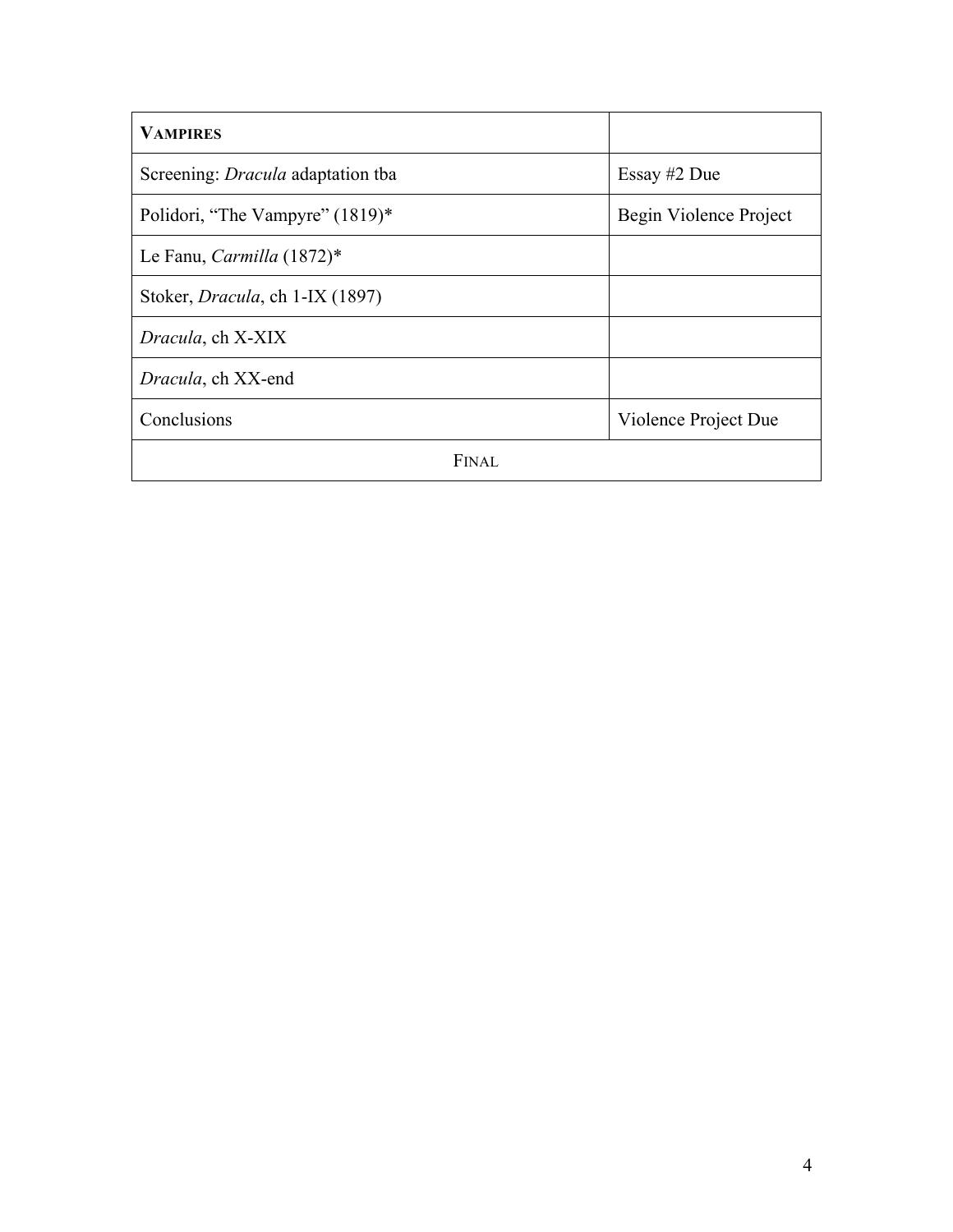| | |
|---|---|
| **VAMPIRES** | |
| Screening: *Dracula* adaptation tba | Essay #2 Due |
| Polidori, "The Vampyre" (1819)* | Begin Violence Project |
| Le Fanu, *Carmilla* (1872)* | |
| Stoker, *Dracula*, ch 1-IX (1897) | |
| *Dracula*, ch X-XIX | |
| *Dracula*, ch XX-end | |
| Conclusions | Violence Project Due |
| FINAL | |